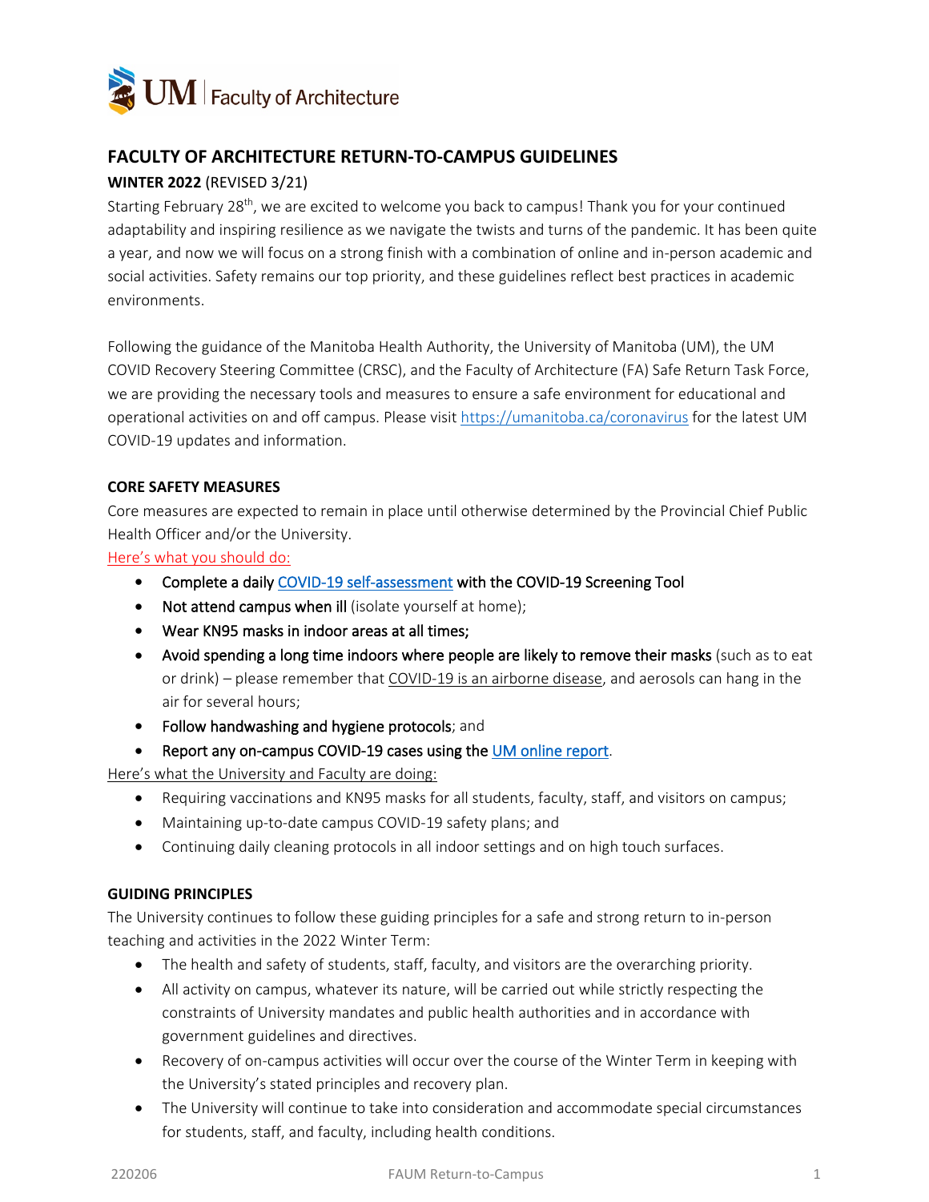# FACULTY OF ARCHITECTURE RETURN-TO-CAMPUS GUIDELINES

**WINTER 2022** (REVISED 3/21)

Starting February 28th, we are excited to welcome you back to campus! Thank you for your continued adaptability and inspiring resilience as we navigate the twists and turns of the pandemic. It has been quite a year, and now we will focus on a strong finish with a combination of online and in-person academic and social activities. Safety remains our top priority, and these guidelines reflect best practices in academic environments.

Following the guidance of the Manitoba Health Authority, the University of Manitoba (UM), the UM COVID Recovery Steering Committee (CRSC), and the Faculty of Architecture (FA) Safe Return Task Force, we are providing the necessary tools and measures to ensure a safe environment for educational and operational activities on and off campus. Please visit https://umanitoba.ca/coronavirus for the latest UM COVID-19 updates and information.

## CORE SAFETY MEASURES

Core measures are expected to remain in place until otherwise determined by the Provincial Chief Public Health Officer and/or the University.

Here's what you should do:

- Complete a daily COVID-19 self-assessment with the COVID-19 Screening Tool
- Not attend campus when ill (isolate yourself at home);
- Wear KN95 masks in indoor areas at all times;
- Avoid spending a long time indoors where people are likely to remove their masks (such as to eat or drink) – please remember that COVID-19 is an airborne disease, and aerosols can hang in the air for several hours;
- Follow handwashing and hygiene protocols; and
- Report any on-campus COVID-19 cases using the UM online report.

Here's what the University and Faculty are doing:

- Requiring vaccinations and KN95 masks for all students, faculty, staff, and visitors on campus;
- Maintaining up-to-date campus COVID-19 safety plans; and
- Continuing daily cleaning protocols in all indoor settings and on high touch surfaces.

## GUIDING PRINCIPLES

The University continues to follow these guiding principles for a safe and strong return to in-person teaching and activities in the 2022 Winter Term:

- The health and safety of students, staff, faculty, and visitors are the overarching priority.
- All activity on campus, whatever its nature, will be carried out while strictly respecting the constraints of University mandates and public health authorities and in accordance with government guidelines and directives.
- Recovery of on-campus activities will occur over the course of the Winter Term in keeping with the University's stated principles and recovery plan.
- The University will continue to take into consideration and accommodate special circumstances for students, staff, and faculty, including health conditions.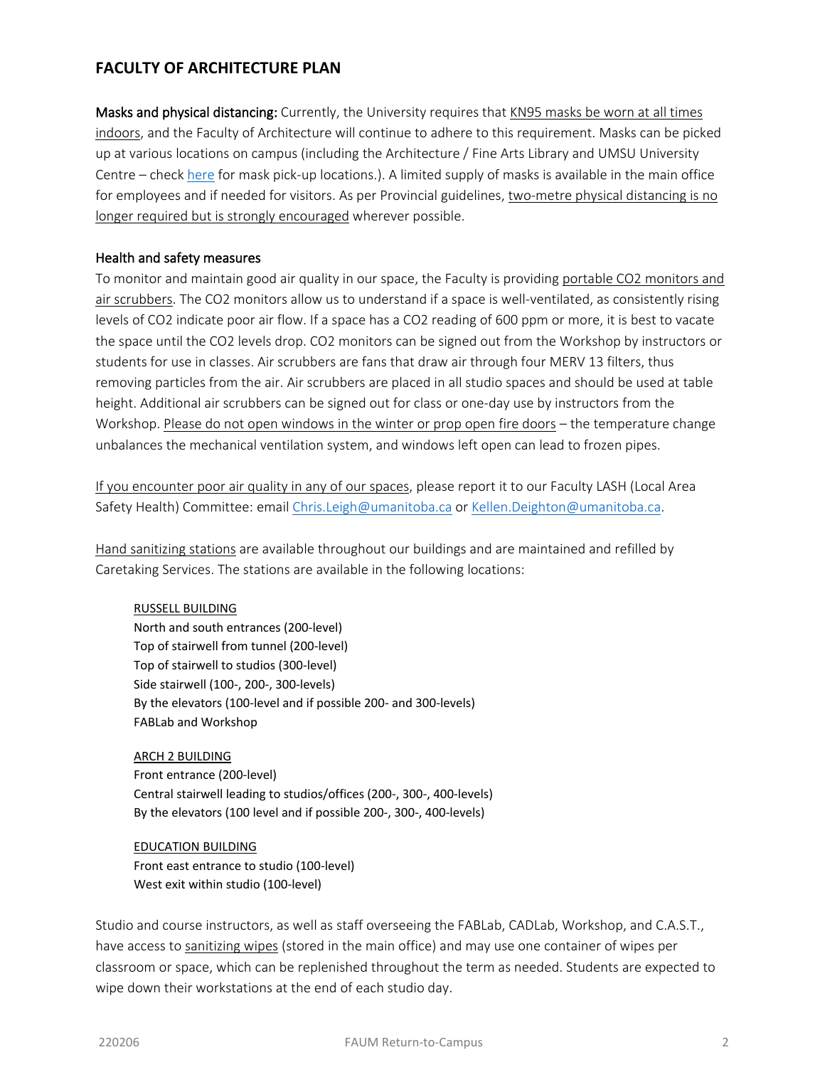## FACULTY OF ARCHITECTURE PLAN

**Masks and physical distancing:** Currently, the University requires that KN95 masks be worn at all times indoors, and the Faculty of Architecture will continue to adhere to this requirement. Masks can be picked up at various locations on campus (including the Architecture / Fine Arts Library and UMSU University Centre – check here for mask pick-up locations.). A limited supply of masks is available in the main office for employees and if needed for visitors. As per Provincial guidelines, two-metre physical distancing is no longer required but is strongly encouraged wherever possible.

### Health and safety measures

To monitor and maintain good air quality in our space, the Faculty is providing portable $CO_2$ monitors and air scrubbers. The $CO_2$ monitors allow us to understand if a space is well-ventilated, as consistently rising levels of $CO_2$ indicate poor air flow. If a space has a $CO_2$ reading of 600 ppm or more, it is best to vacate the space until the $CO_2$ levels drop. $CO_2$ monitors can be signed out from the Workshop by instructors or students for use in classes. Air scrubbers are fans that draw air through four MERV 13 filters, thus removing particles from the air. Air scrubbers are placed in all studio spaces and should be used at table height. Additional air scrubbers can be signed out for class or one-day use by instructors from the Workshop. Please do not open windows in the winter or prop open fire doors – the temperature change unbalances the mechanical ventilation system, and windows left open can lead to frozen pipes.

If you encounter poor air quality in any of our spaces, please report it to our Faculty LASH (Local Area Safety Health) Committee: email Chris.Leigh@umanitoba.ca or Kellen.Deighton@umanitoba.ca.

Hand sanitizing stations are available throughout our buildings and are maintained and refilled by Caretaking Services. The stations are available in the following locations:

RUSSELL BUILDING
- North and south entrances (200-level)
- Top of stairwell from tunnel (200-level)
- Top of stairwell to studios (300-level)
- Side stairwell (100-, 200-, 300-levels)
- By the elevators (100-level and if possible 200- and 300-levels)
- FABLab and Workshop

ARCH 2 BUILDING
- Front entrance (200-level)
- Central stairwell leading to studios/offices (200-, 300-, 400-levels)
- By the elevators (100 level and if possible 200-, 300-, 400-levels)

EDUCATION BUILDING
- Front east entrance to studio (100-level)
- West exit within studio (100-level)

Studio and course instructors, as well as staff overseeing the FABLab, CADLab, Workshop, and C.A.S.T., have access to sanitizing wipes (stored in the main office) and may use one container of wipes per classroom or space, which can be replenished throughout the term as needed. Students are expected to wipe down their workstations at the end of each studio day.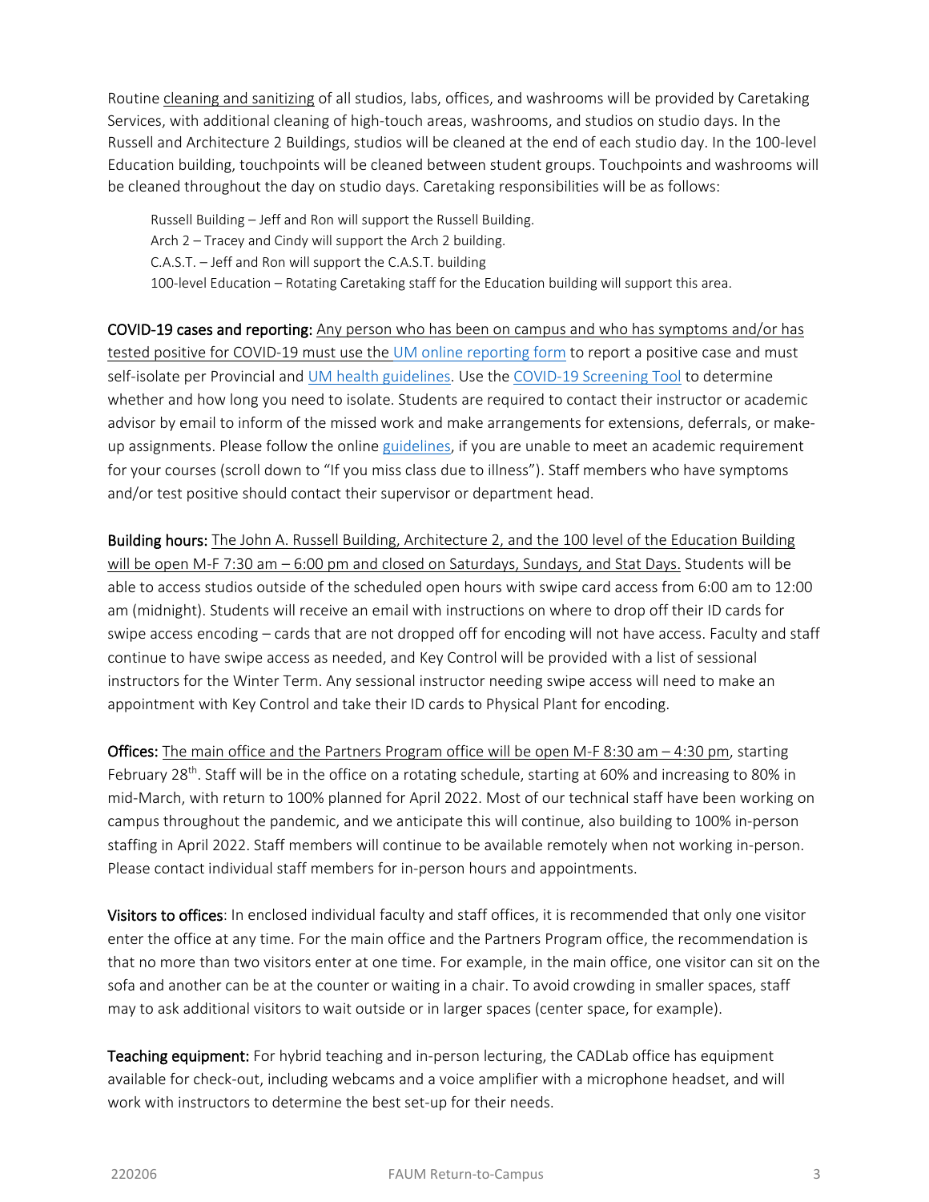Routine cleaning and sanitizing of all studios, labs, offices, and washrooms will be provided by Caretaking Services, with additional cleaning of high-touch areas, washrooms, and studios on studio days. In the Russell and Architecture 2 Buildings, studios will be cleaned at the end of each studio day. In the 100-level Education building, touchpoints will be cleaned between student groups. Touchpoints and washrooms will be cleaned throughout the day on studio days. Caretaking responsibilities will be as follows:

> Russell Building – Jeff and Ron will support the Russell Building.
> Arch 2 – Tracey and Cindy will support the Arch 2 building.
> C.A.S.T. – Jeff and Ron will support the C.A.S.T. building
> 100-level Education – Rotating Caretaking staff for the Education building will support this area.

**COVID-19 cases and reporting:** Any person who has been on campus and who has symptoms and/or has tested positive for COVID-19 must use the UM online reporting form to report a positive case and must self-isolate per Provincial and UM health guidelines. Use the COVID-19 Screening Tool to determine whether and how long you need to isolate. Students are required to contact their instructor or academic advisor by email to inform of the missed work and make arrangements for extensions, deferrals, or make-up assignments. Please follow the online guidelines, if you are unable to meet an academic requirement for your courses (scroll down to "If you miss class due to illness"). Staff members who have symptoms and/or test positive should contact their supervisor or department head.

**Building hours:** The John A. Russell Building, Architecture 2, and the 100 level of the Education Building will be open M-F 7:30 am – 6:00 pm and closed on Saturdays, Sundays, and Stat Days. Students will be able to access studios outside of the scheduled open hours with swipe card access from 6:00 am to 12:00 am (midnight). Students will receive an email with instructions on where to drop off their ID cards for swipe access encoding – cards that are not dropped off for encoding will not have access. Faculty and staff continue to have swipe access as needed, and Key Control will be provided with a list of sessional instructors for the Winter Term. Any sessional instructor needing swipe access will need to make an appointment with Key Control and take their ID cards to Physical Plant for encoding.

**Offices:** The main office and the Partners Program office will be open M-F 8:30 am – 4:30 pm, starting February 28th. Staff will be in the office on a rotating schedule, starting at 60% and increasing to 80% in mid-March, with return to 100% planned for April 2022. Most of our technical staff have been working on campus throughout the pandemic, and we anticipate this will continue, also building to 100% in-person staffing in April 2022. Staff members will continue to be available remotely when not working in-person. Please contact individual staff members for in-person hours and appointments.

**Visitors to offices**: In enclosed individual faculty and staff offices, it is recommended that only one visitor enter the office at any time. For the main office and the Partners Program office, the recommendation is that no more than two visitors enter at one time. For example, in the main office, one visitor can sit on the sofa and another can be at the counter or waiting in a chair. To avoid crowding in smaller spaces, staff may to ask additional visitors to wait outside or in larger spaces (center space, for example).

**Teaching equipment:** For hybrid teaching and in-person lecturing, the CADLab office has equipment available for check-out, including webcams and a voice amplifier with a microphone headset, and will work with instructors to determine the best set-up for their needs.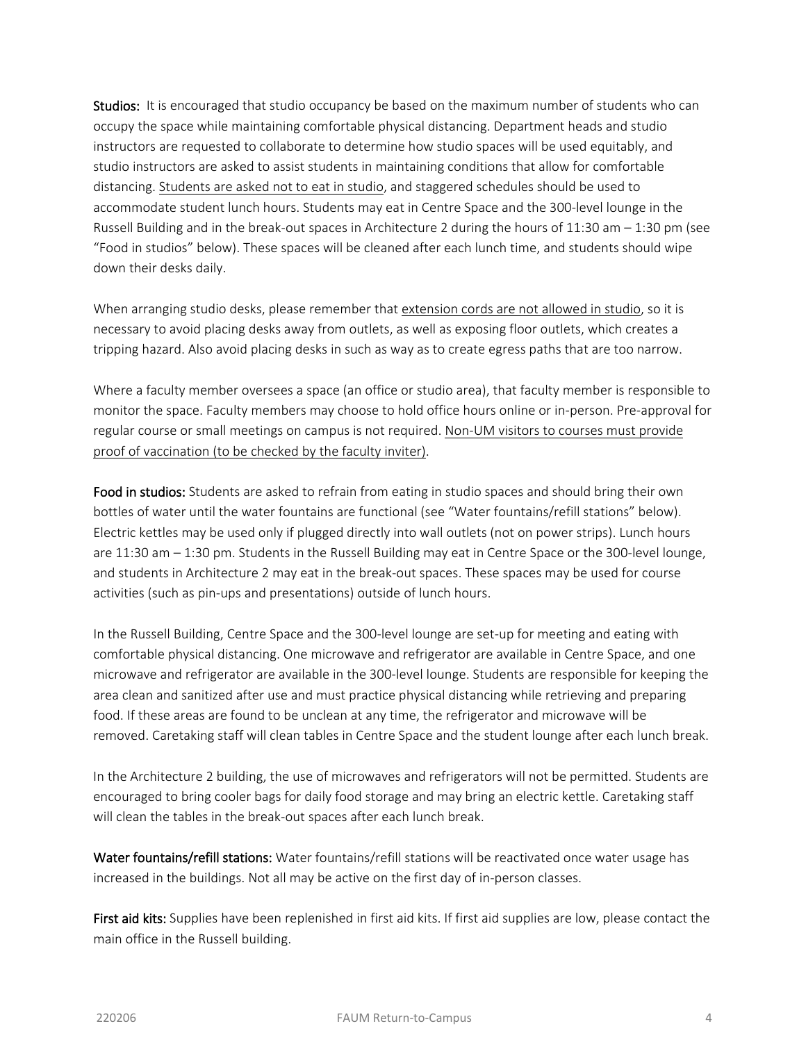**Studios:** It is encouraged that studio occupancy be based on the maximum number of students who can occupy the space while maintaining comfortable physical distancing. Department heads and studio instructors are requested to collaborate to determine how studio spaces will be used equitably, and studio instructors are asked to assist students in maintaining conditions that allow for comfortable distancing. <u>Students are asked not to eat in studio</u>, and staggered schedules should be used to accommodate student lunch hours. Students may eat in Centre Space and the 300-level lounge in the Russell Building and in the break-out spaces in Architecture 2 during the hours of 11:30 am – 1:30 pm (see "Food in studios" below). These spaces will be cleaned after each lunch time, and students should wipe down their desks daily.

When arranging studio desks, please remember that <u>extension cords are not allowed in studio</u>, so it is necessary to avoid placing desks away from outlets, as well as exposing floor outlets, which creates a tripping hazard. Also avoid placing desks in such as way as to create egress paths that are too narrow.

Where a faculty member oversees a space (an office or studio area), that faculty member is responsible to monitor the space. Faculty members may choose to hold office hours online or in-person. Pre-approval for regular course or small meetings on campus is not required. <u>Non-UM visitors to courses must provide proof of vaccination (to be checked by the faculty inviter)</u>.

**Food in studios:** Students are asked to refrain from eating in studio spaces and should bring their own bottles of water until the water fountains are functional (see "Water fountains/refill stations" below). Electric kettles may be used only if plugged directly into wall outlets (not on power strips). Lunch hours are 11:30 am – 1:30 pm. Students in the Russell Building may eat in Centre Space or the 300-level lounge, and students in Architecture 2 may eat in the break-out spaces. These spaces may be used for course activities (such as pin-ups and presentations) outside of lunch hours.

In the Russell Building, Centre Space and the 300-level lounge are set-up for meeting and eating with comfortable physical distancing. One microwave and refrigerator are available in Centre Space, and one microwave and refrigerator are available in the 300-level lounge. Students are responsible for keeping the area clean and sanitized after use and must practice physical distancing while retrieving and preparing food. If these areas are found to be unclean at any time, the refrigerator and microwave will be removed. Caretaking staff will clean tables in Centre Space and the student lounge after each lunch break.

In the Architecture 2 building, the use of microwaves and refrigerators will not be permitted. Students are encouraged to bring cooler bags for daily food storage and may bring an electric kettle. Caretaking staff will clean the tables in the break-out spaces after each lunch break.

**Water fountains/refill stations:** Water fountains/refill stations will be reactivated once water usage has increased in the buildings. Not all may be active on the first day of in-person classes.

**First aid kits:** Supplies have been replenished in first aid kits. If first aid supplies are low, please contact the main office in the Russell building.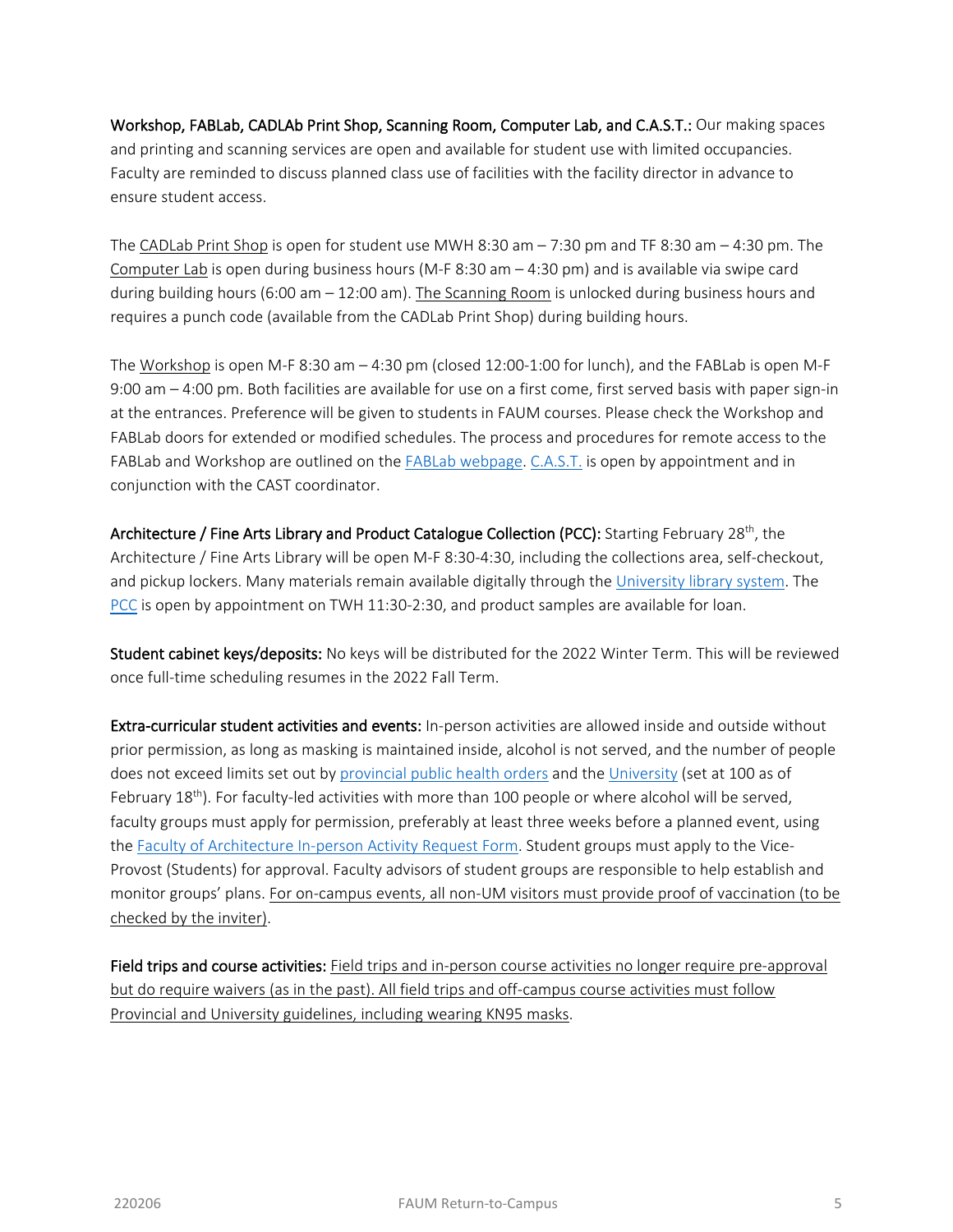**Workshop, FABLab, CADLAb Print Shop, Scanning Room, Computer Lab, and C.A.S.T.:** Our making spaces and printing and scanning services are open and available for student use with limited occupancies. Faculty are reminded to discuss planned class use of facilities with the facility director in advance to ensure student access.

The CADLab Print Shop is open for student use MWH 8:30 am – 7:30 pm and TF 8:30 am – 4:30 pm. The Computer Lab is open during business hours (M-F 8:30 am – 4:30 pm) and is available via swipe card during building hours (6:00 am – 12:00 am). The Scanning Room is unlocked during business hours and requires a punch code (available from the CADLab Print Shop) during building hours.

The Workshop is open M-F 8:30 am – 4:30 pm (closed 12:00-1:00 for lunch), and the FABLab is open M-F 9:00 am – 4:00 pm. Both facilities are available for use on a first come, first served basis with paper sign-in at the entrances. Preference will be given to students in FAUM courses. Please check the Workshop and FABLab doors for extended or modified schedules. The process and procedures for remote access to the FABLab and Workshop are outlined on the FABLab webpage. C.A.S.T. is open by appointment and in conjunction with the CAST coordinator.

**Architecture / Fine Arts Library and Product Catalogue Collection (PCC):** Starting February 28th, the Architecture / Fine Arts Library will be open M-F 8:30-4:30, including the collections area, self-checkout, and pickup lockers. Many materials remain available digitally through the University library system. The PCC is open by appointment on TWH 11:30-2:30, and product samples are available for loan.

**Student cabinet keys/deposits:** No keys will be distributed for the 2022 Winter Term. This will be reviewed once full-time scheduling resumes in the 2022 Fall Term.

**Extra-curricular student activities and events:** In-person activities are allowed inside and outside without prior permission, as long as masking is maintained inside, alcohol is not served, and the number of people does not exceed limits set out by provincial public health orders and the University (set at 100 as of February 18th). For faculty-led activities with more than 100 people or where alcohol will be served, faculty groups must apply for permission, preferably at least three weeks before a planned event, using the Faculty of Architecture In-person Activity Request Form. Student groups must apply to the Vice-Provost (Students) for approval. Faculty advisors of student groups are responsible to help establish and monitor groups' plans. For on-campus events, all non-UM visitors must provide proof of vaccination (to be checked by the inviter).

**Field trips and course activities:** Field trips and in-person course activities no longer require pre-approval but do require waivers (as in the past). All field trips and off-campus course activities must follow Provincial and University guidelines, including wearing KN95 masks.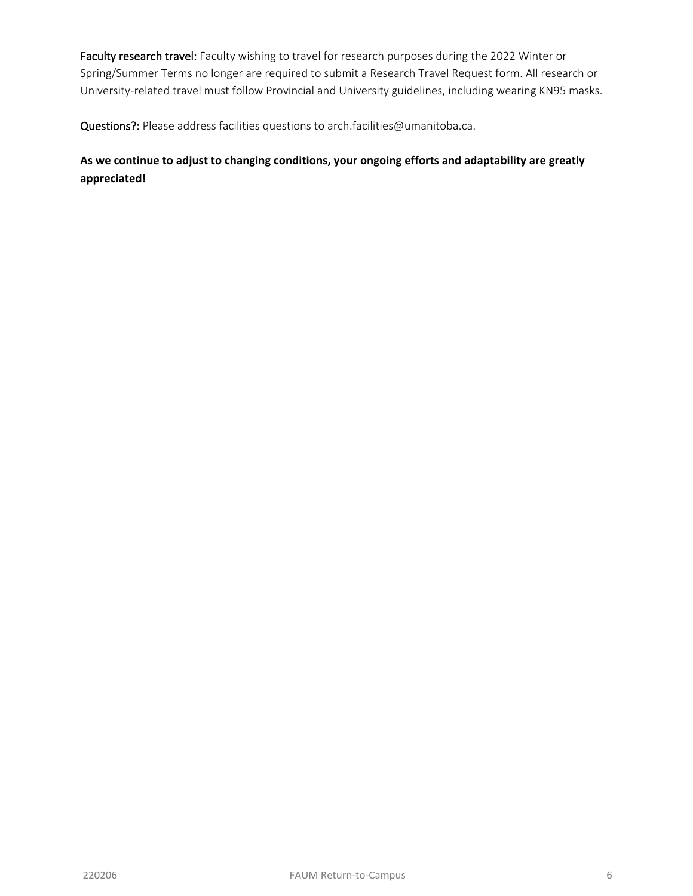**Faculty research travel:** Faculty wishing to travel for research purposes during the 2022 Winter or Spring/Summer Terms no longer are required to submit a Research Travel Request form. All research or University-related travel must follow Provincial and University guidelines, including wearing KN95 masks.

**Questions?:** Please address facilities questions to arch.facilities@umanitoba.ca.

**As we continue to adjust to changing conditions, your ongoing efforts and adaptability are greatly appreciated!**